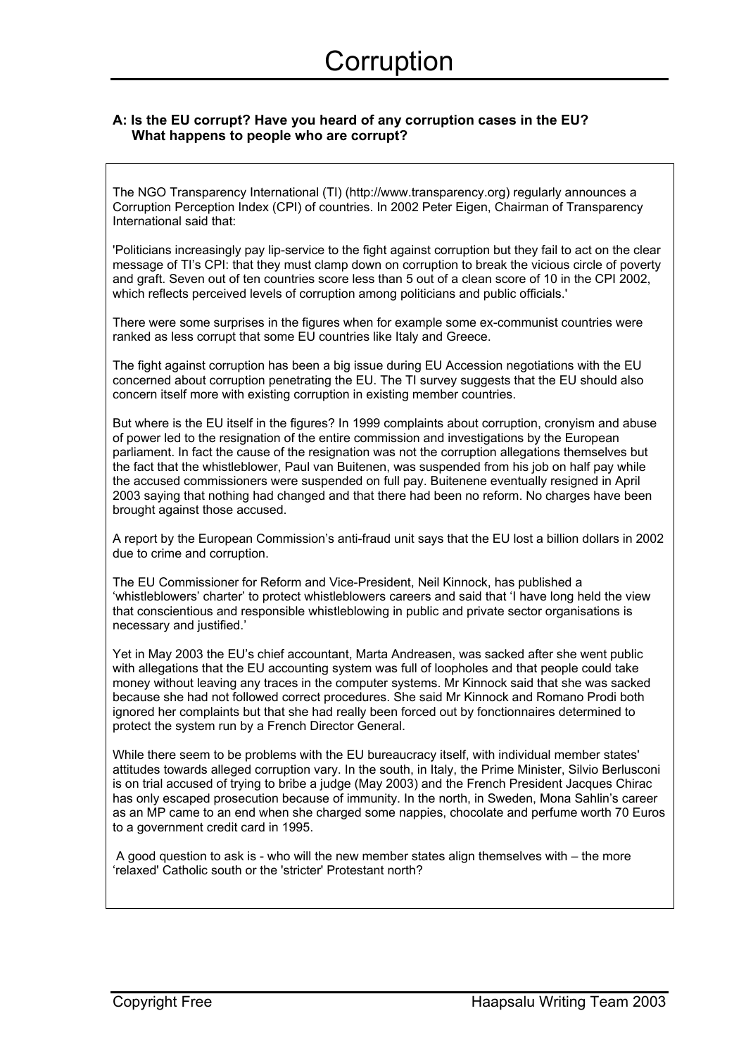# Corruption

**A: Is the EU corrupt? Have you heard of any corruption cases in the EU? What happens to people who are corrupt?**

The NGO Transparency International (TI) (http://www.transparency.org) regularly announces a Corruption Perception Index (CPI) of countries. In 2002 Peter Eigen, Chairman of Transparency International said that:

'Politicians increasingly pay lip-service to the fight against corruption but they fail to act on the clear message of TI's CPI: that they must clamp down on corruption to break the vicious circle of poverty and graft. Seven out of ten countries score less than 5 out of a clean score of 10 in the CPI 2002, which reflects perceived levels of corruption among politicians and public officials.'

There were some surprises in the figures when for example some ex-communist countries were ranked as less corrupt that some EU countries like Italy and Greece.

The fight against corruption has been a big issue during EU Accession negotiations with the EU concerned about corruption penetrating the EU. The TI survey suggests that the EU should also concern itself more with existing corruption in existing member countries.

But where is the EU itself in the figures? In 1999 complaints about corruption, cronyism and abuse of power led to the resignation of the entire commission and investigations by the European parliament. In fact the cause of the resignation was not the corruption allegations themselves but the fact that the whistleblower, Paul van Buitenen, was suspended from his job on half pay while the accused commissioners were suspended on full pay. Buitenene eventually resigned in April 2003 saying that nothing had changed and that there had been no reform. No charges have been brought against those accused.

A report by the European Commission's anti-fraud unit says that the EU lost a billion dollars in 2002 due to crime and corruption.

The EU Commissioner for Reform and Vice-President, Neil Kinnock, has published a 'whistleblowers' charter' to protect whistleblowers careers and said that 'I have long held the view that conscientious and responsible whistleblowing in public and private sector organisations is necessary and justified.'

Yet in May 2003 the EU's chief accountant, Marta Andreasen, was sacked after she went public with allegations that the EU accounting system was full of loopholes and that people could take money without leaving any traces in the computer systems. Mr Kinnock said that she was sacked because she had not followed correct procedures. She said Mr Kinnock and Romano Prodi both ignored her complaints but that she had really been forced out by fonctionnaires determined to protect the system run by a French Director General.

While there seem to be problems with the EU bureaucracy itself, with individual member states' attitudes towards alleged corruption vary. In the south, in Italy, the Prime Minister, Silvio Berlusconi is on trial accused of trying to bribe a judge (May 2003) and the French President Jacques Chirac has only escaped prosecution because of immunity. In the north, in Sweden, Mona Sahlin's career as an MP came to an end when she charged some nappies, chocolate and perfume worth 70 Euros to a government credit card in 1995.

A good question to ask is - who will the new member states align themselves with – the more 'relaxed' Catholic south or the 'stricter' Protestant north?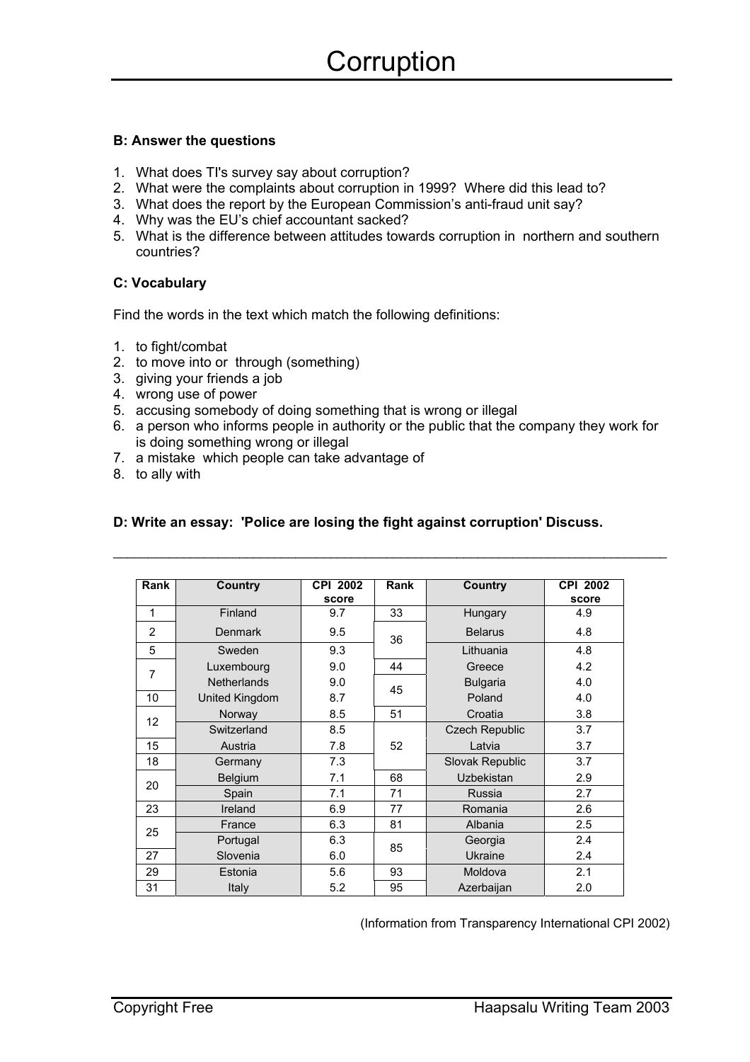**B: Answer the questions**

1. What does TI's survey say about corruption?
2. What were the complaints about corruption in 1999? Where did this lead to?
3. What does the report by the European Commission's anti-fraud unit say?
4. Why was the EU's chief accountant sacked?
5. What is the difference between attitudes towards corruption in northern and southern countries?

**C: Vocabulary**

Find the words in the text which match the following definitions:

1. to fight/combat
2. to move into or through (something)
3. giving your friends a job
4. wrong use of power
5. accusing somebody of doing something that is wrong or illegal
6. a person who informs people in authority or the public that the company they work for is doing something wrong or illegal
7. a mistake which people can take advantage of
8. to ally with

**D: Write an essay: 'Police are losing the fight against corruption' Discuss.**

---

| Rank | Country | CPI 2002 score | Rank | Country | CPI 2002 score |
|---|---|---|---|---|---|
| 1 | Finland | 9.7 | 33 | Hungary | 4.9 |
| 2 | Denmark | 9.5 | 36 | Belarus | 4.8 |
| 5 | Sweden | 9.3 | | Lithuania | 4.8 |
| 7 | Luxembourg | 9.0 | 44 | Greece | 4.2 |
| | Netherlands | 9.0 | 45 | Bulgaria | 4.0 |
| 10 | United Kingdom | 8.7 | | Poland | 4.0 |
| 12 | Norway | 8.5 | 51 | Croatia | 3.8 |
| | Switzerland | 8.5 | 52 | Czech Republic | 3.7 |
| 15 | Austria | 7.8 | | Latvia | 3.7 |
| 18 | Germany | 7.3 | | Slovak Republic | 3.7 |
| 20 | Belgium | 7.1 | 68 | Uzbekistan | 2.9 |
| | Spain | 7.1 | 71 | Russia | 2.7 |
| 23 | Ireland | 6.9 | 77 | Romania | 2.6 |
| 25 | France | 6.3 | 81 | Albania | 2.5 |
| | Portugal | 6.3 | 85 | Georgia | 2.4 |
| 27 | Slovenia | 6.0 | | Ukraine | 2.4 |
| 29 | Estonia | 5.6 | 93 | Moldova | 2.1 |
| 31 | Italy | 5.2 | 95 | Azerbaijan | 2.0 |

(Information from Transparency International CPI 2002)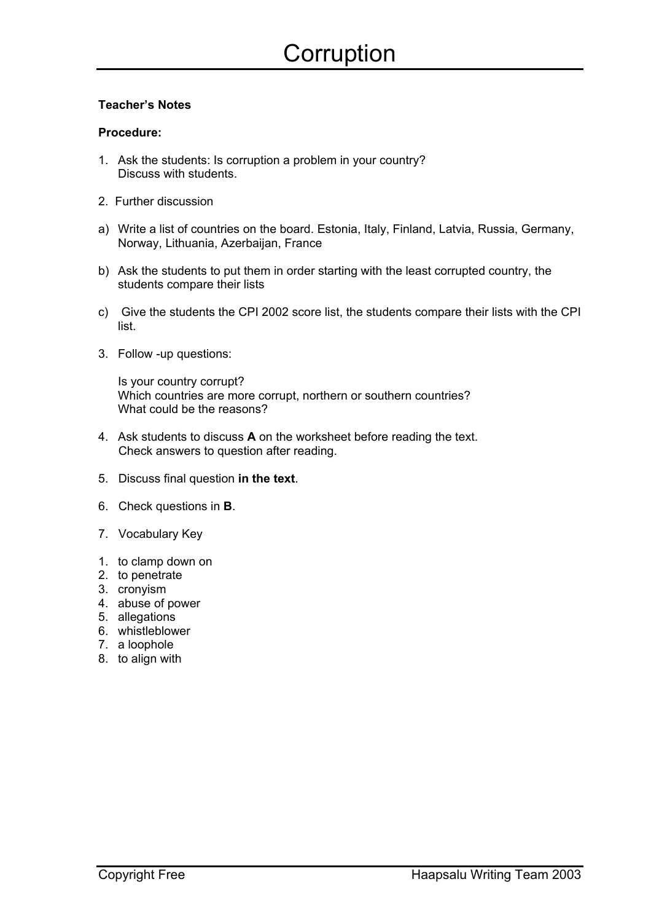# Corruption

**Teacher's Notes**

**Procedure:**

1. Ask the students: Is corruption a problem in your country?
   Discuss with students.

2. Further discussion

a) Write a list of countries on the board. Estonia, Italy, Finland, Latvia, Russia, Germany, Norway, Lithuania, Azerbaijan, France

b) Ask the students to put them in order starting with the least corrupted country, the students compare their lists

c) Give the students the CPI 2002 score list, the students compare their lists with the CPI list.

3. Follow -up questions:

   Is your country corrupt?
   Which countries are more corrupt, northern or southern countries?
   What could be the reasons?

4. Ask students to discuss **A** on the worksheet before reading the text.
   Check answers to question after reading.

5. Discuss final question **in the text**.

6. Check questions in **B**.

7. Vocabulary Key

1. to clamp down on
2. to penetrate
3. cronyism
4. abuse of power
5. allegations
6. whistleblower
7. a loophole
8. to align with